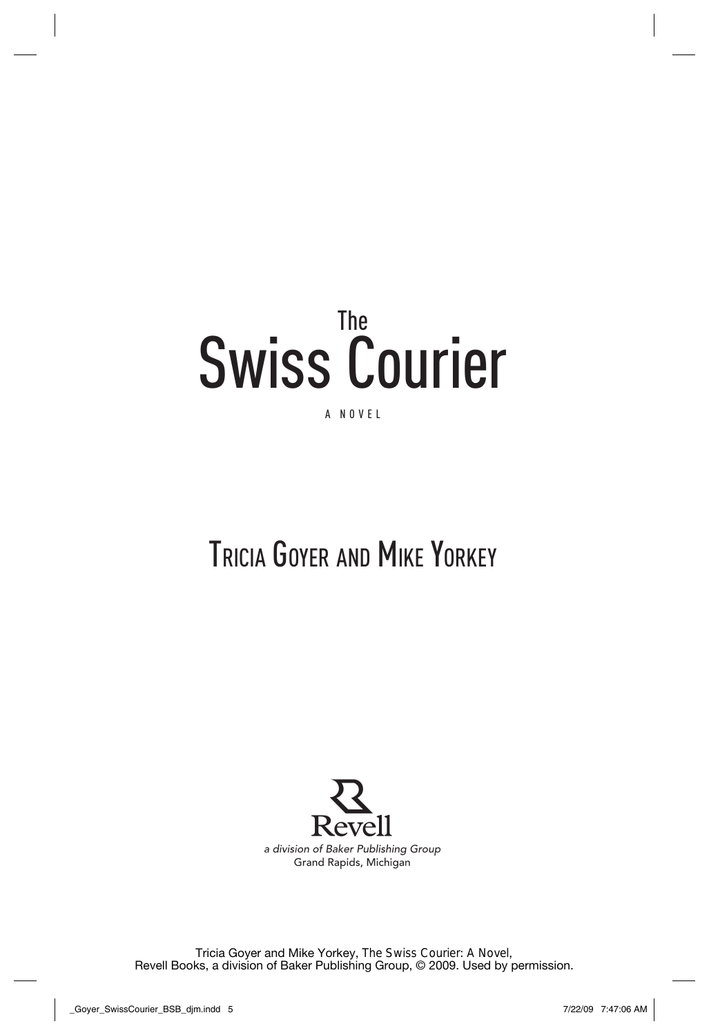# The Swiss Courier

A NOVEL

## Tricia Goyer and Mike Yorkey

Revell

*a division of Baker Publishing Group*

Grand Rapids, Michigan

Tricia Goyer and Mike Yorkey, The Swiss Courier: A Novel,
Revell Books, a division of Baker Publishing Group, © 2009. Used by permission.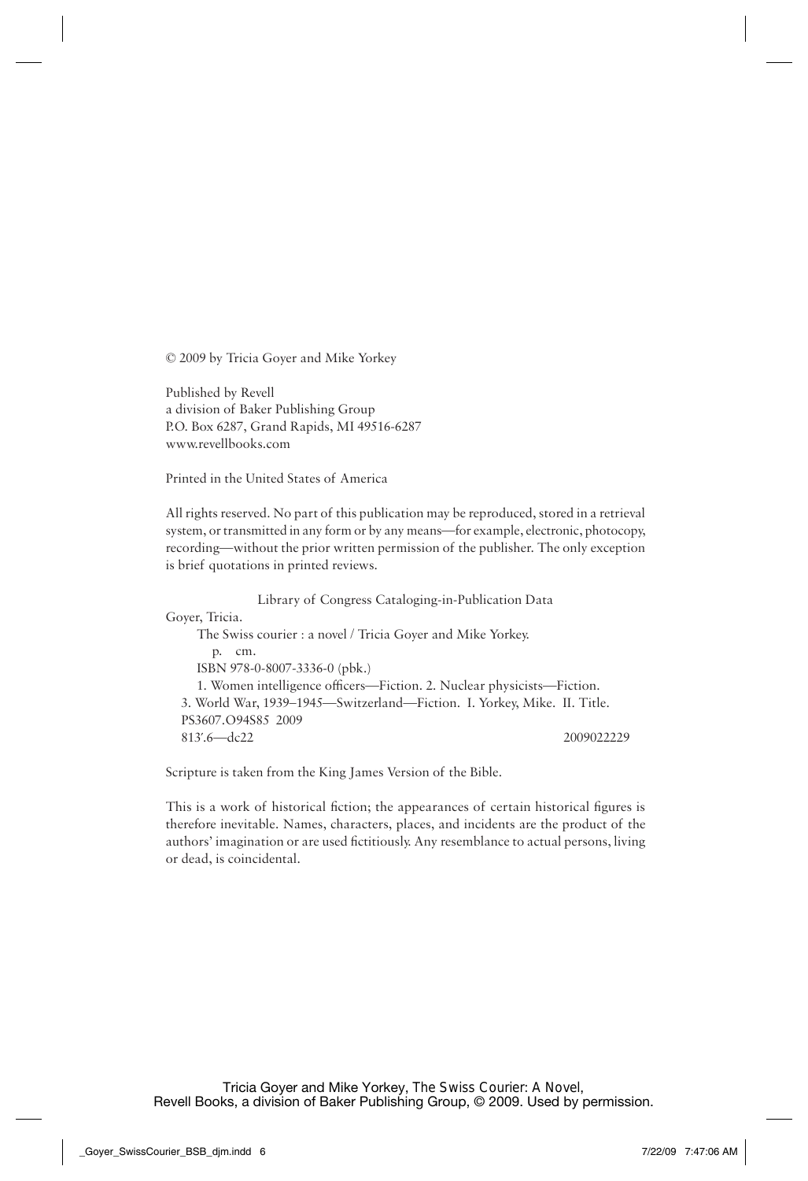© 2009 by Tricia Goyer and Mike Yorkey

Published by Revell
a division of Baker Publishing Group
P.O. Box 6287, Grand Rapids, MI 49516-6287
www.revellbooks.com

Printed in the United States of America

All rights reserved. No part of this publication may be reproduced, stored in a retrieval system, or transmitted in any form or by any means—for example, electronic, photocopy, recording—without the prior written permission of the publisher. The only exception is brief quotations in printed reviews.

Library of Congress Cataloging-in-Publication Data

Goyer, Tricia.
The Swiss courier : a novel / Tricia Goyer and Mike Yorkey.
p. cm.
ISBN 978-0-8007-3336-0 (pbk.)
1. Women intelligence officers—Fiction. 2. Nuclear physicists—Fiction.
3. World War, 1939–1945—Switzerland—Fiction. I. Yorkey, Mike. II. Title.
PS3607.O94S85 2009
813′.6—dc22 2009022229

Scripture is taken from the King James Version of the Bible.

This is a work of historical fiction; the appearances of certain historical figures is therefore inevitable. Names, characters, places, and incidents are the product of the authors' imagination or are used fictitiously. Any resemblance to actual persons, living or dead, is coincidental.

Tricia Goyer and Mike Yorkey, The Swiss Courier: A Novel,
Revell Books, a division of Baker Publishing Group, © 2009. Used by permission.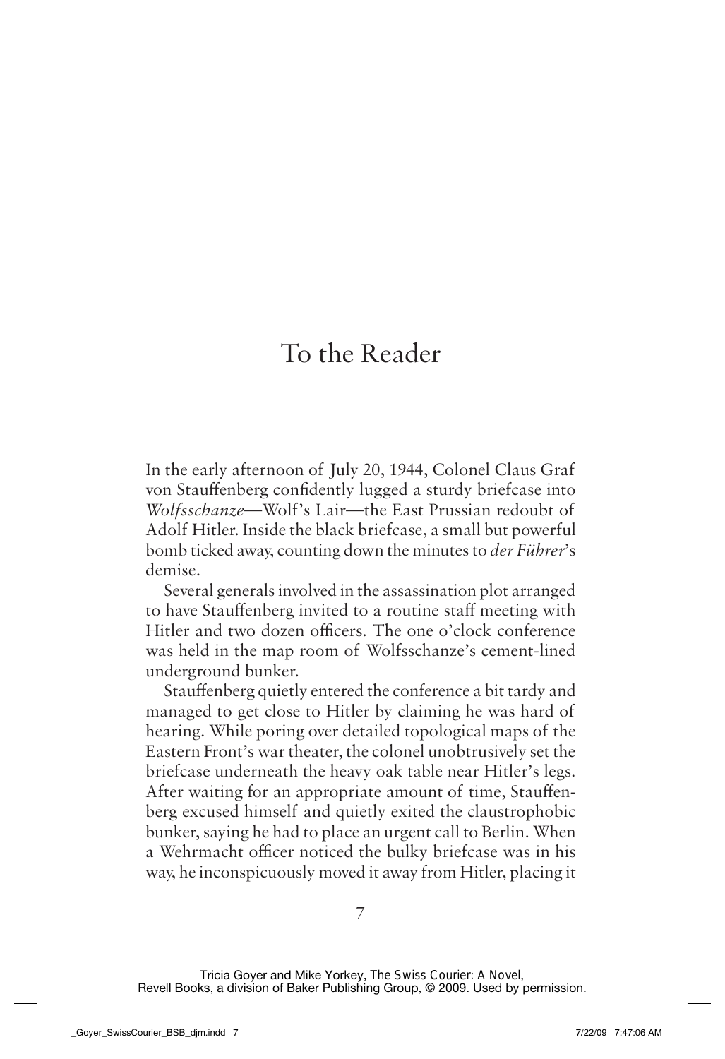# To the Reader

In the early afternoon of July 20, 1944, Colonel Claus Graf von Stauffenberg confidently lugged a sturdy briefcase into *Wolfsschanze*—Wolf's Lair—the East Prussian redoubt of Adolf Hitler. Inside the black briefcase, a small but powerful bomb ticked away, counting down the minutes to *der Führer*'s demise.

Several generals involved in the assassination plot arranged to have Stauffenberg invited to a routine staff meeting with Hitler and two dozen officers. The one o'clock conference was held in the map room of Wolfsschanze's cement-lined underground bunker.

Stauffenberg quietly entered the conference a bit tardy and managed to get close to Hitler by claiming he was hard of hearing. While poring over detailed topological maps of the Eastern Front's war theater, the colonel unobtrusively set the briefcase underneath the heavy oak table near Hitler's legs. After waiting for an appropriate amount of time, Stauffenberg excused himself and quietly exited the claustrophobic bunker, saying he had to place an urgent call to Berlin. When a Wehrmacht officer noticed the bulky briefcase was in his way, he inconspicuously moved it away from Hitler, placing it

Tricia Goyer and Mike Yorkey, The Swiss Courier: A Novel,
Revell Books, a division of Baker Publishing Group, © 2009. Used by permission.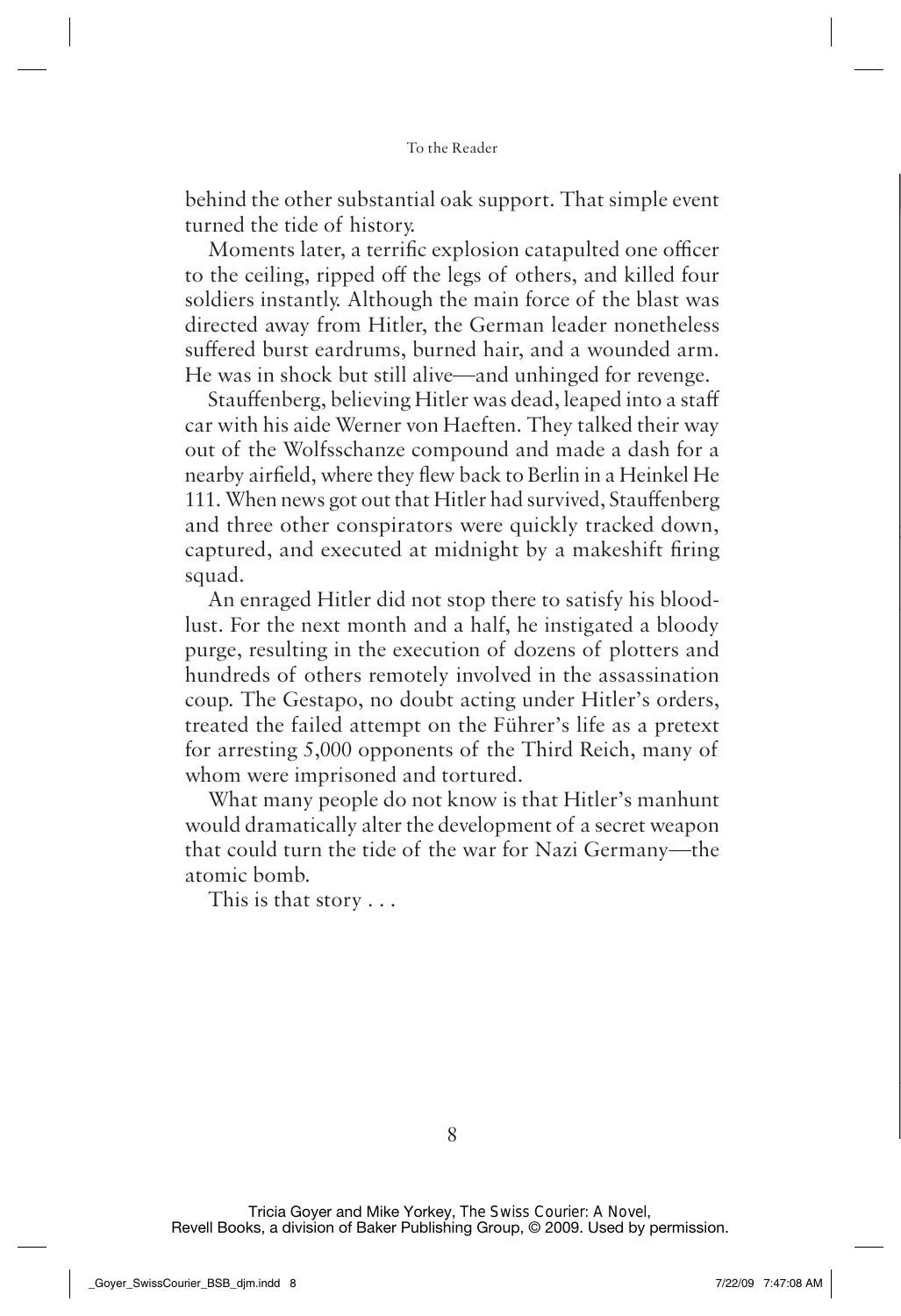behind the other substantial oak support. That simple event turned the tide of history.

Moments later, a terrific explosion catapulted one officer to the ceiling, ripped off the legs of others, and killed four soldiers instantly. Although the main force of the blast was directed away from Hitler, the German leader nonetheless suffered burst eardrums, burned hair, and a wounded arm. He was in shock but still alive—and unhinged for revenge.

Stauffenberg, believing Hitler was dead, leaped into a staff car with his aide Werner von Haeften. They talked their way out of the Wolfsschanze compound and made a dash for a nearby airfield, where they flew back to Berlin in a Heinkel He 111. When news got out that Hitler had survived, Stauffenberg and three other conspirators were quickly tracked down, captured, and executed at midnight by a makeshift firing squad.

An enraged Hitler did not stop there to satisfy his bloodlust. For the next month and a half, he instigated a bloody purge, resulting in the execution of dozens of plotters and hundreds of others remotely involved in the assassination coup. The Gestapo, no doubt acting under Hitler's orders, treated the failed attempt on the Führer's life as a pretext for arresting 5,000 opponents of the Third Reich, many of whom were imprisoned and tortured.

What many people do not know is that Hitler's manhunt would dramatically alter the development of a secret weapon that could turn the tide of the war for Nazi Germany—the atomic bomb.

This is that story . . .

Tricia Goyer and Mike Yorkey, The Swiss Courier: A Novel,
Revell Books, a division of Baker Publishing Group, © 2009. Used by permission.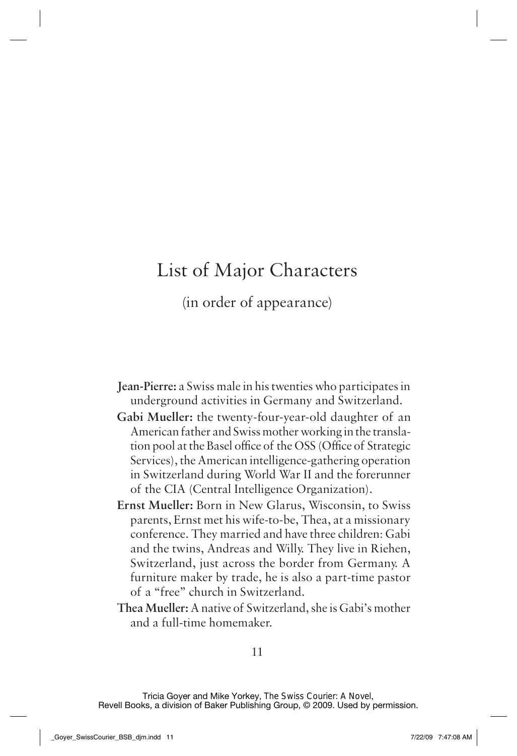# List of Major Characters

(in order of appearance)

**Jean-Pierre:** a Swiss male in his twenties who participates in underground activities in Germany and Switzerland.

**Gabi Mueller:** the twenty-four-year-old daughter of an American father and Swiss mother working in the translation pool at the Basel office of the OSS (Office of Strategic Services), the American intelligence-gathering operation in Switzerland during World War II and the forerunner of the CIA (Central Intelligence Organization).

**Ernst Mueller:** Born in New Glarus, Wisconsin, to Swiss parents, Ernst met his wife-to-be, Thea, at a missionary conference. They married and have three children: Gabi and the twins, Andreas and Willy. They live in Riehen, Switzerland, just across the border from Germany. A furniture maker by trade, he is also a part-time pastor of a "free" church in Switzerland.

**Thea Mueller:** A native of Switzerland, she is Gabi's mother and a full-time homemaker.

Tricia Goyer and Mike Yorkey, The Swiss Courier: A Novel,
Revell Books, a division of Baker Publishing Group, © 2009. Used by permission.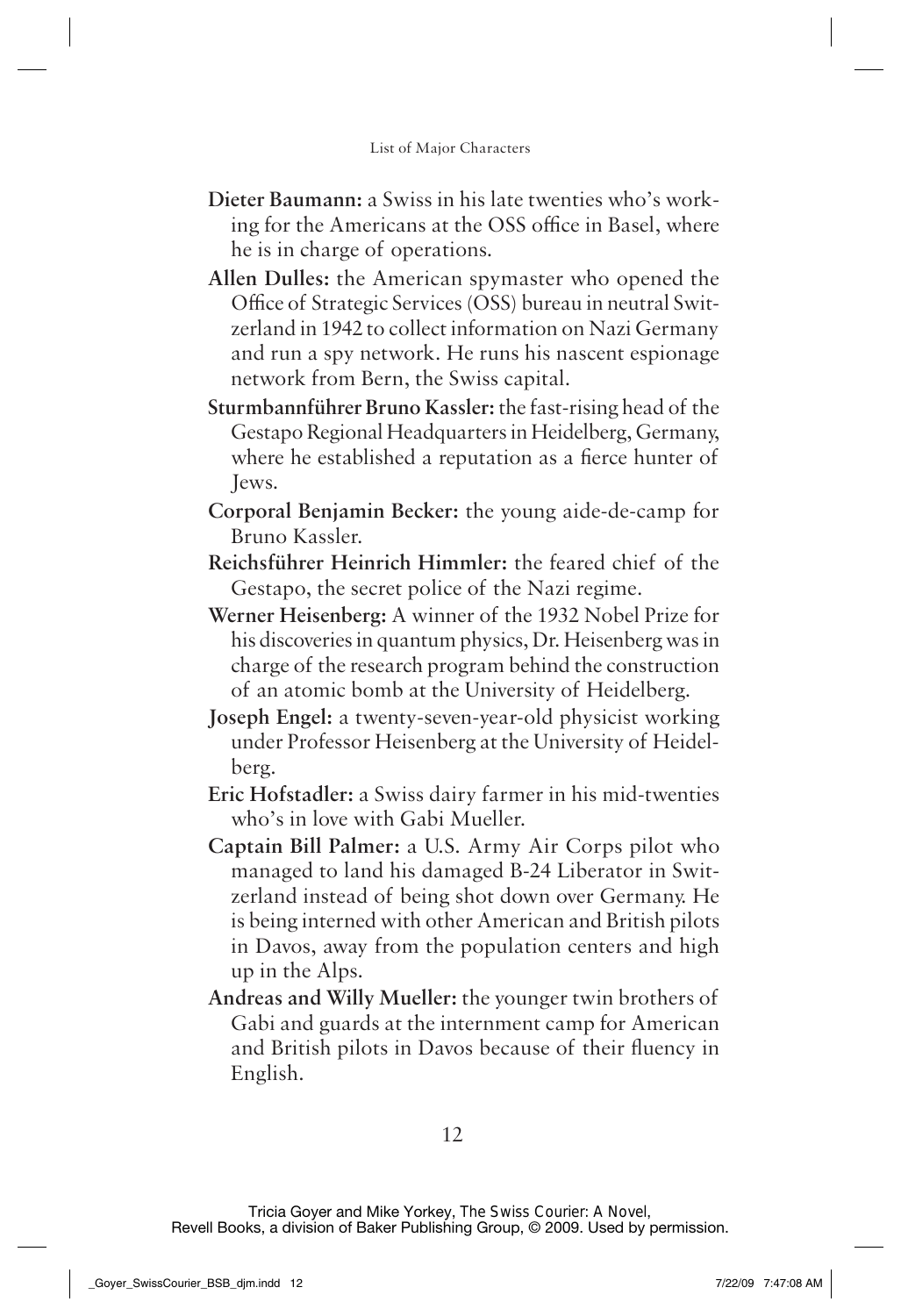**Dieter Baumann:** a Swiss in his late twenties who's working for the Americans at the OSS office in Basel, where he is in charge of operations.

**Allen Dulles:** the American spymaster who opened the Office of Strategic Services (OSS) bureau in neutral Switzerland in 1942 to collect information on Nazi Germany and run a spy network. He runs his nascent espionage network from Bern, the Swiss capital.

**Sturmbannführer Bruno Kassler:** the fast-rising head of the Gestapo Regional Headquarters in Heidelberg, Germany, where he established a reputation as a fierce hunter of Jews.

**Corporal Benjamin Becker:** the young aide-de-camp for Bruno Kassler.

**Reichsführer Heinrich Himmler:** the feared chief of the Gestapo, the secret police of the Nazi regime.

**Werner Heisenberg:** A winner of the 1932 Nobel Prize for his discoveries in quantum physics, Dr. Heisenberg was in charge of the research program behind the construction of an atomic bomb at the University of Heidelberg.

**Joseph Engel:** a twenty-seven-year-old physicist working under Professor Heisenberg at the University of Heidelberg.

**Eric Hofstadler:** a Swiss dairy farmer in his mid-twenties who's in love with Gabi Mueller.

**Captain Bill Palmer:** a U.S. Army Air Corps pilot who managed to land his damaged B-24 Liberator in Switzerland instead of being shot down over Germany. He is being interned with other American and British pilots in Davos, away from the population centers and high up in the Alps.

**Andreas and Willy Mueller:** the younger twin brothers of Gabi and guards at the internment camp for American and British pilots in Davos because of their fluency in English.

Tricia Goyer and Mike Yorkey, The Swiss Courier: A Novel,
Revell Books, a division of Baker Publishing Group, © 2009. Used by permission.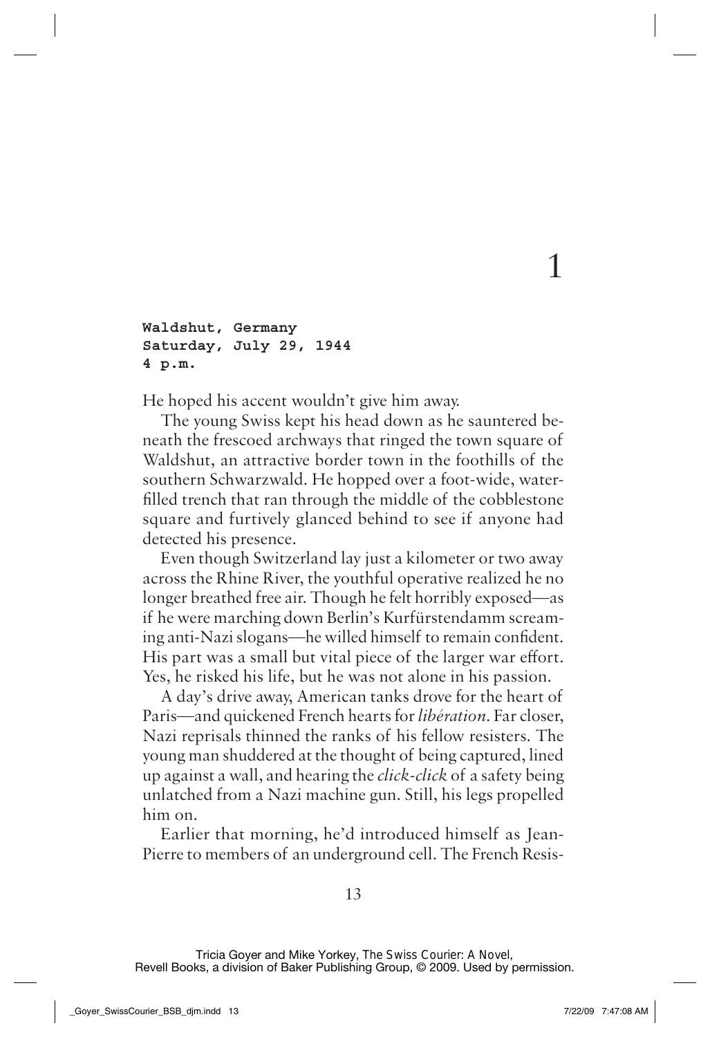# 1

**Waldshut, Germany**
**Saturday, July 29, 1944**
**4 p.m.**

He hoped his accent wouldn't give him away.

The young Swiss kept his head down as he sauntered beneath the frescoed archways that ringed the town square of Waldshut, an attractive border town in the foothills of the southern Schwarzwald. He hopped over a foot-wide, water-filled trench that ran through the middle of the cobblestone square and furtively glanced behind to see if anyone had detected his presence.

Even though Switzerland lay just a kilometer or two away across the Rhine River, the youthful operative realized he no longer breathed free air. Though he felt horribly exposed—as if he were marching down Berlin's Kurfürstendamm screaming anti-Nazi slogans—he willed himself to remain confident. His part was a small but vital piece of the larger war effort. Yes, he risked his life, but he was not alone in his passion.

A day's drive away, American tanks drove for the heart of Paris—and quickened French hearts for *libération*. Far closer, Nazi reprisals thinned the ranks of his fellow resisters. The young man shuddered at the thought of being captured, lined up against a wall, and hearing the *click-click* of a safety being unlatched from a Nazi machine gun. Still, his legs propelled him on.

Earlier that morning, he'd introduced himself as Jean-Pierre to members of an underground cell. The French Resis-

Tricia Goyer and Mike Yorkey, The Swiss Courier: A Novel,
Revell Books, a division of Baker Publishing Group, © 2009. Used by permission.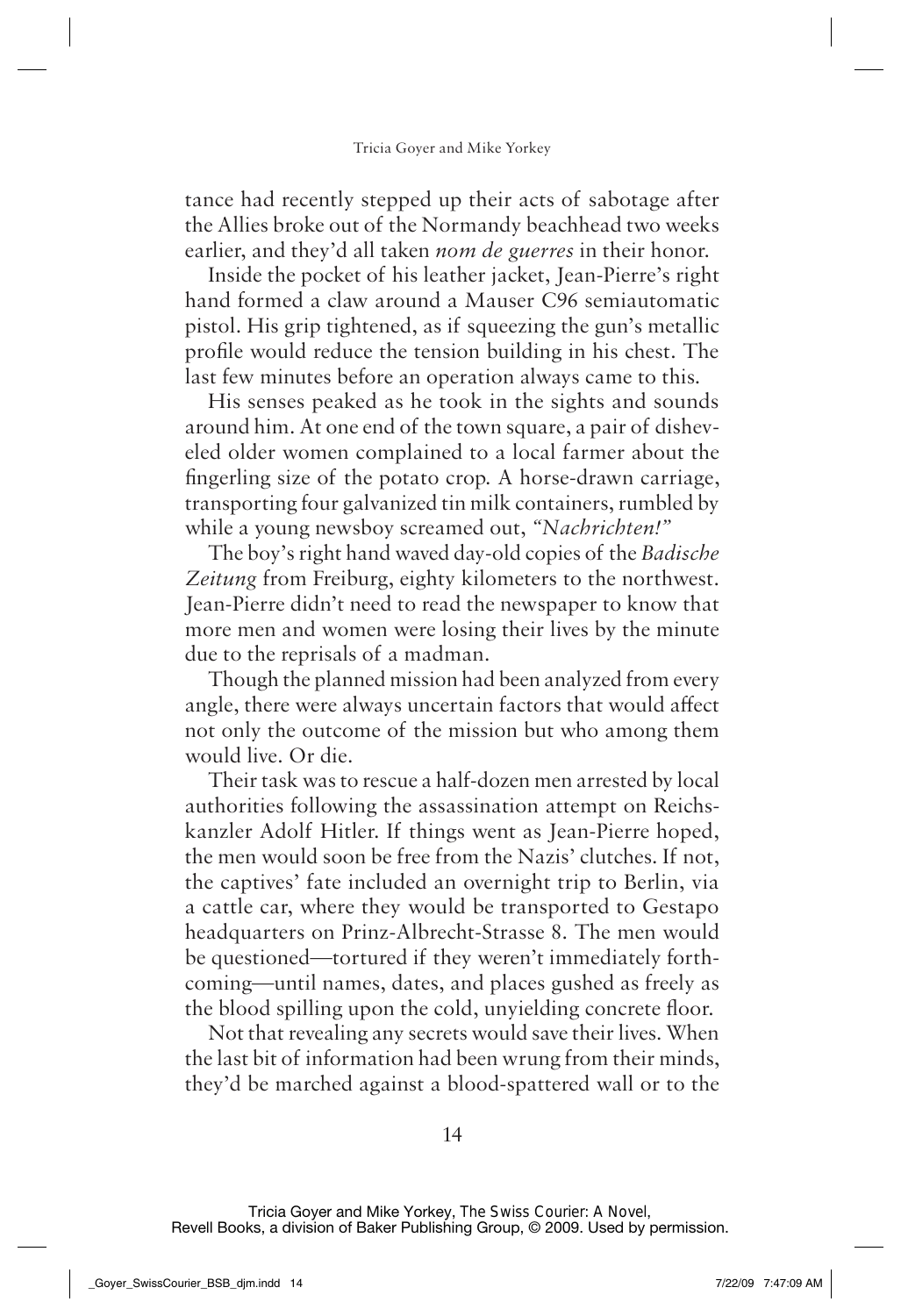tance had recently stepped up their acts of sabotage after the Allies broke out of the Normandy beachhead two weeks earlier, and they'd all taken *nom de guerres* in their honor.

Inside the pocket of his leather jacket, Jean-Pierre's right hand formed a claw around a Mauser C96 semiautomatic pistol. His grip tightened, as if squeezing the gun's metallic profile would reduce the tension building in his chest. The last few minutes before an operation always came to this.

His senses peaked as he took in the sights and sounds around him. At one end of the town square, a pair of disheveled older women complained to a local farmer about the fingerling size of the potato crop. A horse-drawn carriage, transporting four galvanized tin milk containers, rumbled by while a young newsboy screamed out, *"Nachrichten!"*

The boy's right hand waved day-old copies of the *Badische Zeitung* from Freiburg, eighty kilometers to the northwest. Jean-Pierre didn't need to read the newspaper to know that more men and women were losing their lives by the minute due to the reprisals of a madman.

Though the planned mission had been analyzed from every angle, there were always uncertain factors that would affect not only the outcome of the mission but who among them would live. Or die.

Their task was to rescue a half-dozen men arrested by local authorities following the assassination attempt on Reichskanzler Adolf Hitler. If things went as Jean-Pierre hoped, the men would soon be free from the Nazis' clutches. If not, the captives' fate included an overnight trip to Berlin, via a cattle car, where they would be transported to Gestapo headquarters on Prinz-Albrecht-Strasse 8. The men would be questioned—tortured if they weren't immediately forthcoming—until names, dates, and places gushed as freely as the blood spilling upon the cold, unyielding concrete floor.

Not that revealing any secrets would save their lives. When the last bit of information had been wrung from their minds, they'd be marched against a blood-spattered wall or to the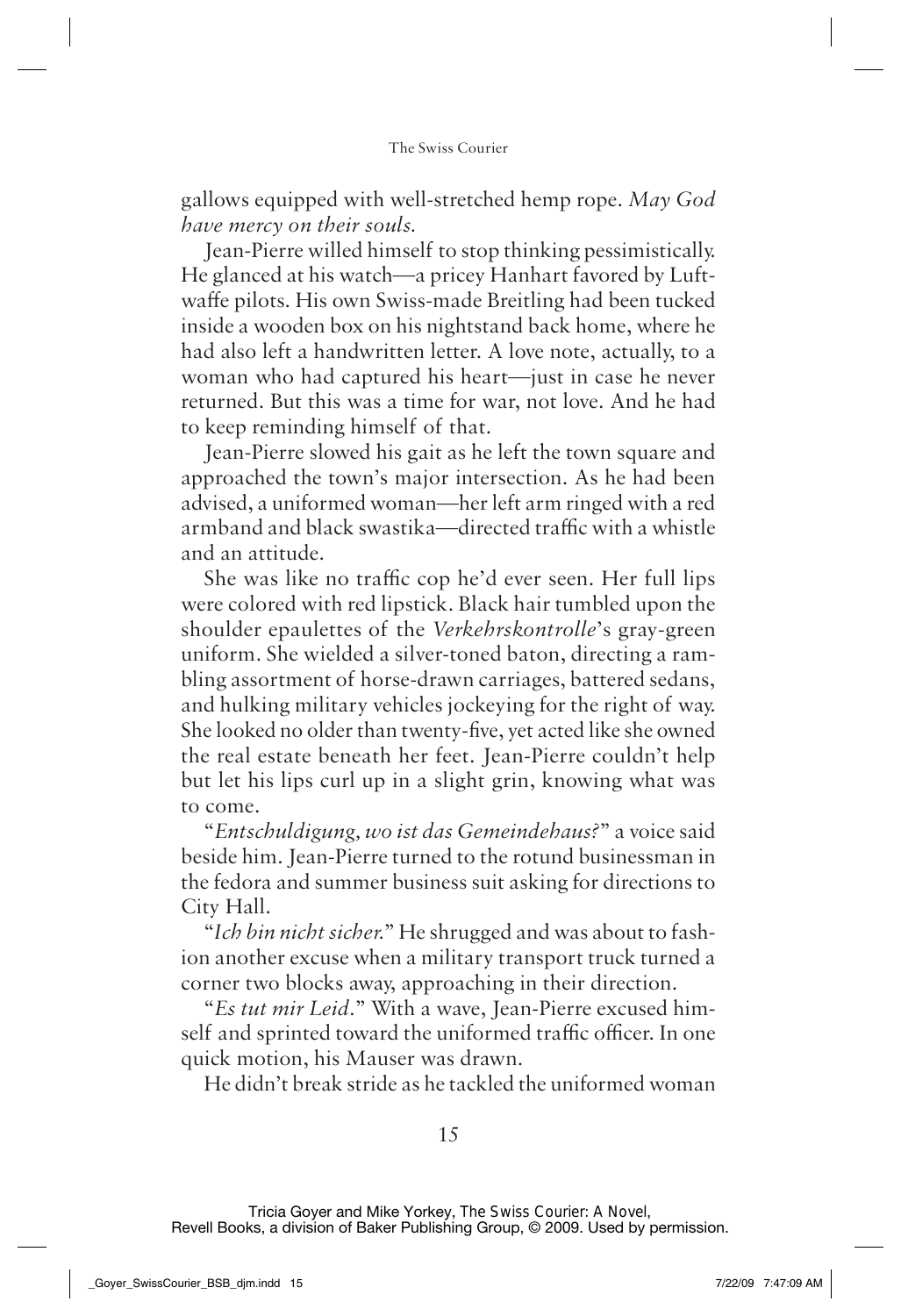gallows equipped with well-stretched hemp rope. *May God have mercy on their souls.*

Jean-Pierre willed himself to stop thinking pessimistically. He glanced at his watch—a pricey Hanhart favored by Luftwaffe pilots. His own Swiss-made Breitling had been tucked inside a wooden box on his nightstand back home, where he had also left a handwritten letter. A love note, actually, to a woman who had captured his heart—just in case he never returned. But this was a time for war, not love. And he had to keep reminding himself of that.

Jean-Pierre slowed his gait as he left the town square and approached the town's major intersection. As he had been advised, a uniformed woman—her left arm ringed with a red armband and black swastika—directed traffic with a whistle and an attitude.

She was like no traffic cop he'd ever seen. Her full lips were colored with red lipstick. Black hair tumbled upon the shoulder epaulettes of the *Verkehrskontrolle*'s gray-green uniform. She wielded a silver-toned baton, directing a rambling assortment of horse-drawn carriages, battered sedans, and hulking military vehicles jockeying for the right of way. She looked no older than twenty-five, yet acted like she owned the real estate beneath her feet. Jean-Pierre couldn't help but let his lips curl up in a slight grin, knowing what was to come.

"*Entschuldigung, wo ist das Gemeindehaus?*" a voice said beside him. Jean-Pierre turned to the rotund businessman in the fedora and summer business suit asking for directions to City Hall.

"*Ich bin nicht sicher.*" He shrugged and was about to fashion another excuse when a military transport truck turned a corner two blocks away, approaching in their direction.

"*Es tut mir Leid.*" With a wave, Jean-Pierre excused himself and sprinted toward the uniformed traffic officer. In one quick motion, his Mauser was drawn.

He didn't break stride as he tackled the uniformed woman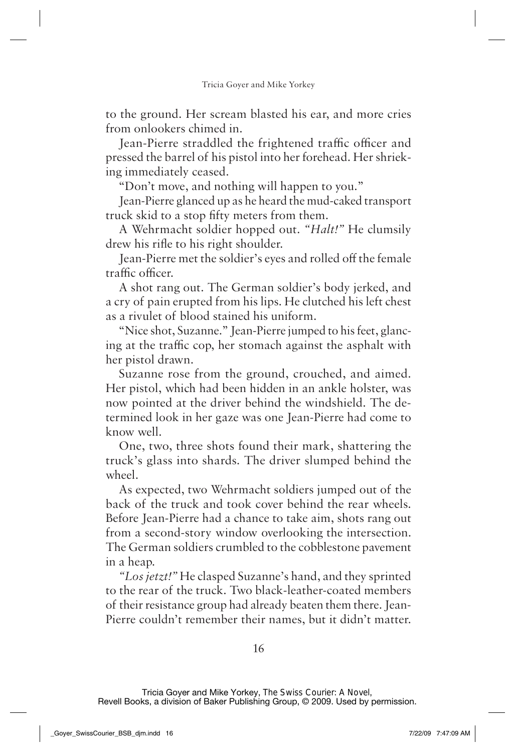to the ground. Her scream blasted his ear, and more cries from onlookers chimed in.

Jean-Pierre straddled the frightened traffic officer and pressed the barrel of his pistol into her forehead. Her shrieking immediately ceased.

"Don't move, and nothing will happen to you."

Jean-Pierre glanced up as he heard the mud-caked transport truck skid to a stop fifty meters from them.

A Wehrmacht soldier hopped out. *"Halt!"* He clumsily drew his rifle to his right shoulder.

Jean-Pierre met the soldier's eyes and rolled off the female traffic officer.

A shot rang out. The German soldier's body jerked, and a cry of pain erupted from his lips. He clutched his left chest as a rivulet of blood stained his uniform.

"Nice shot, Suzanne." Jean-Pierre jumped to his feet, glancing at the traffic cop, her stomach against the asphalt with her pistol drawn.

Suzanne rose from the ground, crouched, and aimed. Her pistol, which had been hidden in an ankle holster, was now pointed at the driver behind the windshield. The determined look in her gaze was one Jean-Pierre had come to know well.

One, two, three shots found their mark, shattering the truck's glass into shards. The driver slumped behind the wheel.

As expected, two Wehrmacht soldiers jumped out of the back of the truck and took cover behind the rear wheels. Before Jean-Pierre had a chance to take aim, shots rang out from a second-story window overlooking the intersection. The German soldiers crumbled to the cobblestone pavement in a heap.

*"Los jetzt!"* He clasped Suzanne's hand, and they sprinted to the rear of the truck. Two black-leather-coated members of their resistance group had already beaten them there. Jean-Pierre couldn't remember their names, but it didn't matter.

Tricia Goyer and Mike Yorkey, The Swiss Courier: A Novel,
Revell Books, a division of Baker Publishing Group, © 2009. Used by permission.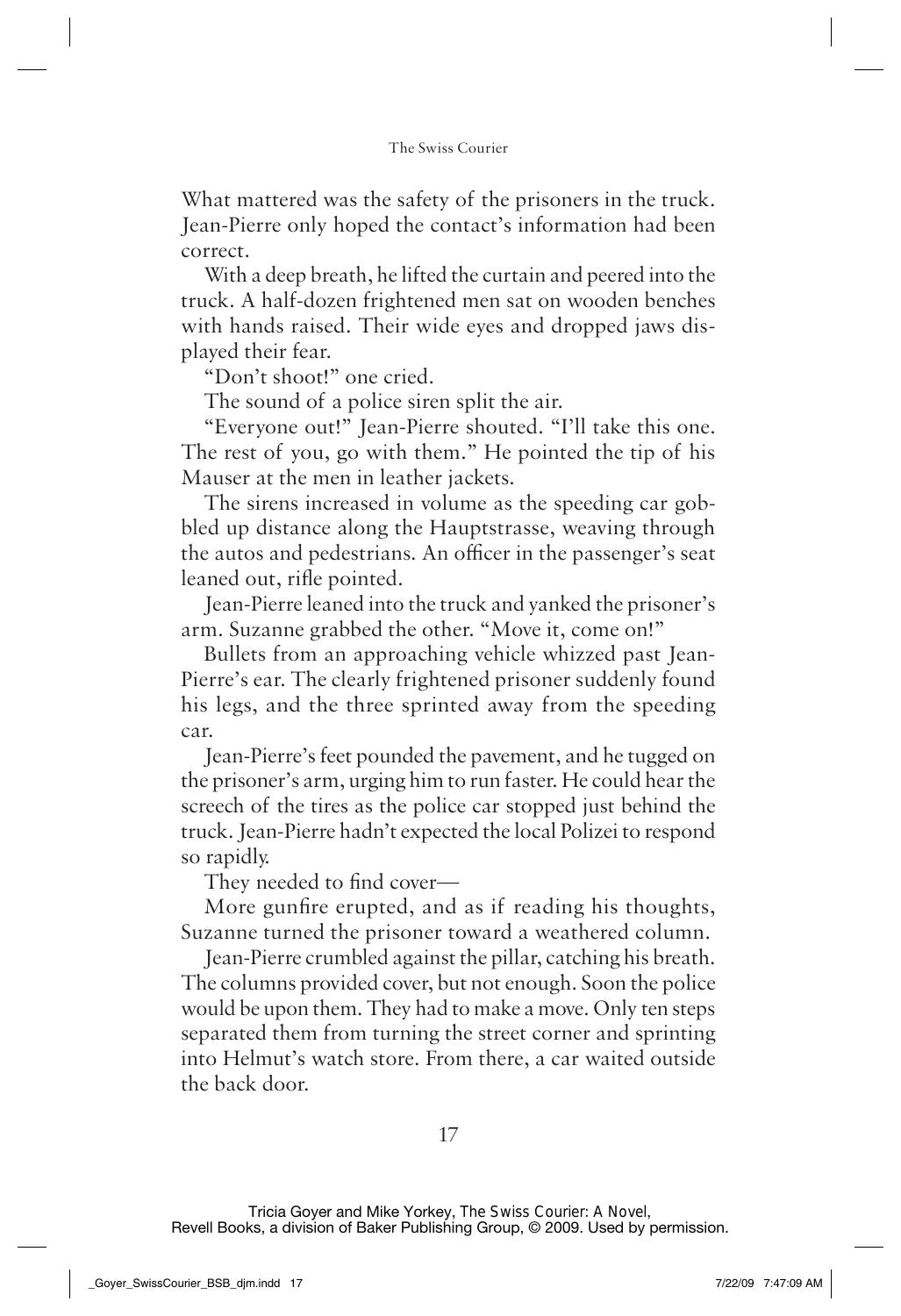What mattered was the safety of the prisoners in the truck. Jean-Pierre only hoped the contact's information had been correct.

With a deep breath, he lifted the curtain and peered into the truck. A half-dozen frightened men sat on wooden benches with hands raised. Their wide eyes and dropped jaws displayed their fear.

"Don't shoot!" one cried.

The sound of a police siren split the air.

"Everyone out!" Jean-Pierre shouted. "I'll take this one. The rest of you, go with them." He pointed the tip of his Mauser at the men in leather jackets.

The sirens increased in volume as the speeding car gobbled up distance along the Hauptstrasse, weaving through the autos and pedestrians. An officer in the passenger's seat leaned out, rifle pointed.

Jean-Pierre leaned into the truck and yanked the prisoner's arm. Suzanne grabbed the other. "Move it, come on!"

Bullets from an approaching vehicle whizzed past Jean-Pierre's ear. The clearly frightened prisoner suddenly found his legs, and the three sprinted away from the speeding car.

Jean-Pierre's feet pounded the pavement, and he tugged on the prisoner's arm, urging him to run faster. He could hear the screech of the tires as the police car stopped just behind the truck. Jean-Pierre hadn't expected the local Polizei to respond so rapidly.

They needed to find cover—

More gunfire erupted, and as if reading his thoughts, Suzanne turned the prisoner toward a weathered column.

Jean-Pierre crumbled against the pillar, catching his breath. The columns provided cover, but not enough. Soon the police would be upon them. They had to make a move. Only ten steps separated them from turning the street corner and sprinting into Helmut's watch store. From there, a car waited outside the back door.

Tricia Goyer and Mike Yorkey, The Swiss Courier: A Novel,
Revell Books, a division of Baker Publishing Group, © 2009. Used by permission.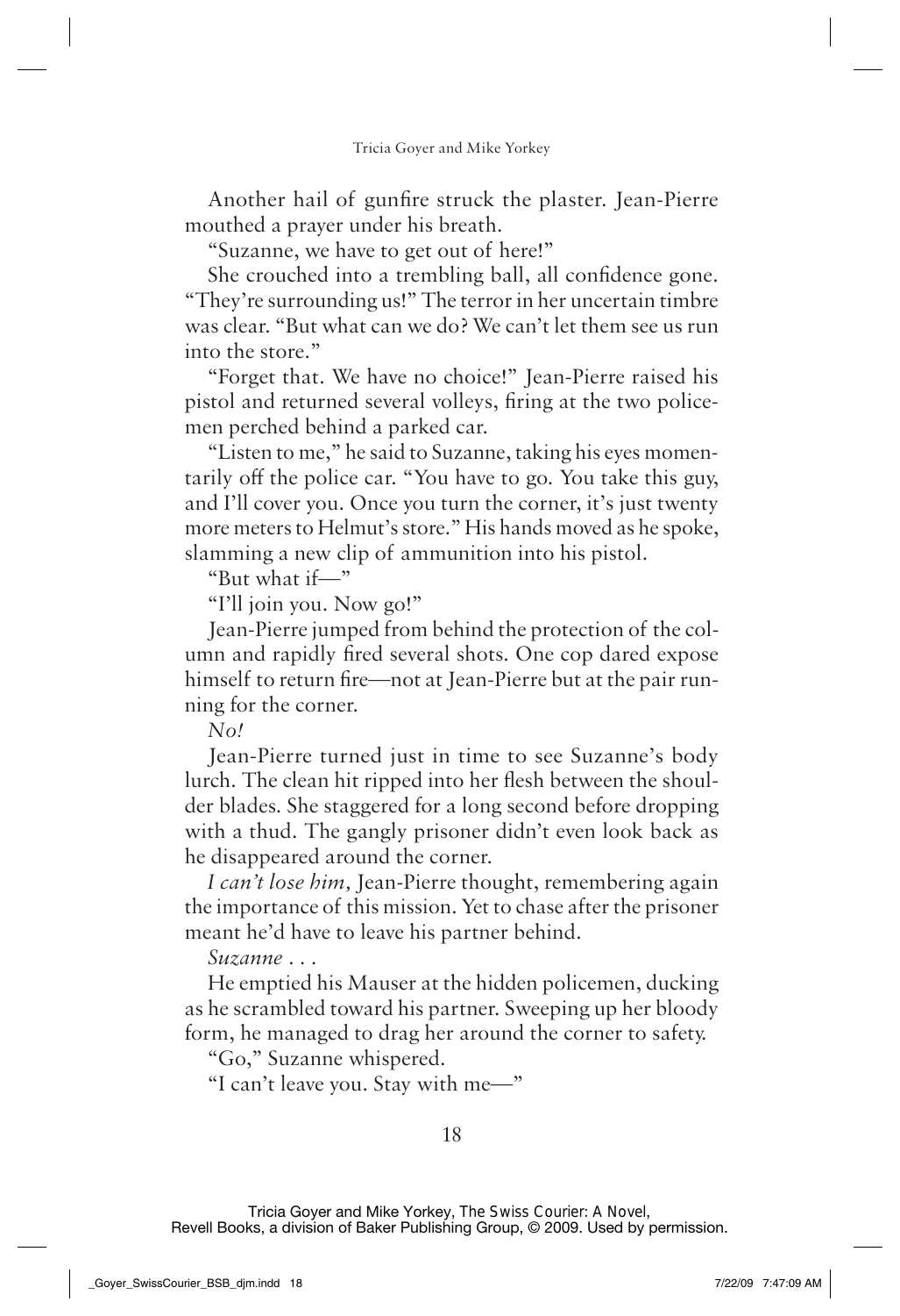Another hail of gunfire struck the plaster. Jean-Pierre mouthed a prayer under his breath.

"Suzanne, we have to get out of here!"

She crouched into a trembling ball, all confidence gone. "They're surrounding us!" The terror in her uncertain timbre was clear. "But what can we do? We can't let them see us run into the store."

"Forget that. We have no choice!" Jean-Pierre raised his pistol and returned several volleys, firing at the two policemen perched behind a parked car.

"Listen to me," he said to Suzanne, taking his eyes momentarily off the police car. "You have to go. You take this guy, and I'll cover you. Once you turn the corner, it's just twenty more meters to Helmut's store." His hands moved as he spoke, slamming a new clip of ammunition into his pistol.

"But what if—"

"I'll join you. Now go!"

Jean-Pierre jumped from behind the protection of the column and rapidly fired several shots. One cop dared expose himself to return fire—not at Jean-Pierre but at the pair running for the corner.

*No!*

Jean-Pierre turned just in time to see Suzanne's body lurch. The clean hit ripped into her flesh between the shoulder blades. She staggered for a long second before dropping with a thud. The gangly prisoner didn't even look back as he disappeared around the corner.

*I can't lose him,* Jean-Pierre thought, remembering again the importance of this mission. Yet to chase after the prisoner meant he'd have to leave his partner behind.

*Suzanne . . .*

He emptied his Mauser at the hidden policemen, ducking as he scrambled toward his partner. Sweeping up her bloody form, he managed to drag her around the corner to safety.

"Go," Suzanne whispered.

"I can't leave you. Stay with me—"

Tricia Goyer and Mike Yorkey, The Swiss Courier: A Novel,
Revell Books, a division of Baker Publishing Group, © 2009. Used by permission.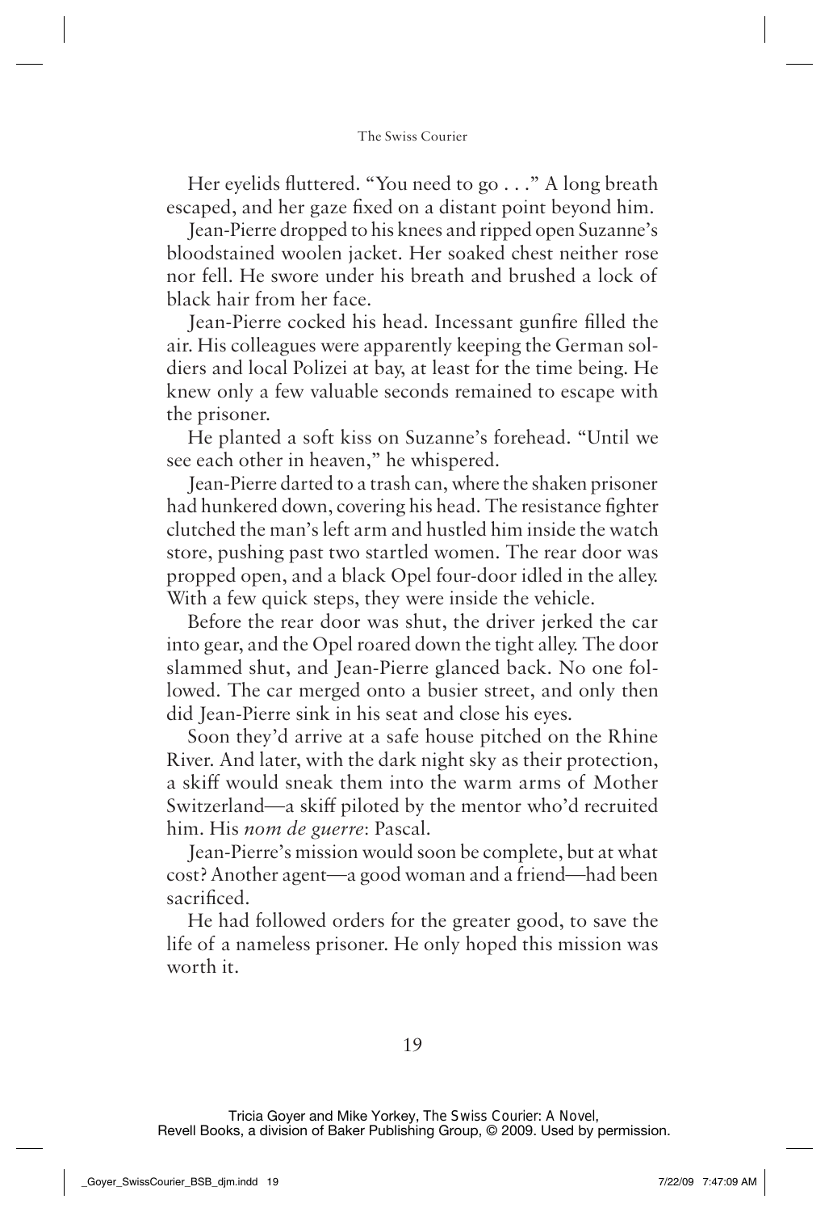Her eyelids fluttered. "You need to go . . ." A long breath escaped, and her gaze fixed on a distant point beyond him.

Jean-Pierre dropped to his knees and ripped open Suzanne's bloodstained woolen jacket. Her soaked chest neither rose nor fell. He swore under his breath and brushed a lock of black hair from her face.

Jean-Pierre cocked his head. Incessant gunfire filled the air. His colleagues were apparently keeping the German soldiers and local Polizei at bay, at least for the time being. He knew only a few valuable seconds remained to escape with the prisoner.

He planted a soft kiss on Suzanne's forehead. "Until we see each other in heaven," he whispered.

Jean-Pierre darted to a trash can, where the shaken prisoner had hunkered down, covering his head. The resistance fighter clutched the man's left arm and hustled him inside the watch store, pushing past two startled women. The rear door was propped open, and a black Opel four-door idled in the alley. With a few quick steps, they were inside the vehicle.

Before the rear door was shut, the driver jerked the car into gear, and the Opel roared down the tight alley. The door slammed shut, and Jean-Pierre glanced back. No one followed. The car merged onto a busier street, and only then did Jean-Pierre sink in his seat and close his eyes.

Soon they'd arrive at a safe house pitched on the Rhine River. And later, with the dark night sky as their protection, a skiff would sneak them into the warm arms of Mother Switzerland—a skiff piloted by the mentor who'd recruited him. His *nom de guerre*: Pascal.

Jean-Pierre's mission would soon be complete, but at what cost? Another agent—a good woman and a friend—had been sacrificed.

He had followed orders for the greater good, to save the life of a nameless prisoner. He only hoped this mission was worth it.

Tricia Goyer and Mike Yorkey, The Swiss Courier: A Novel,
Revell Books, a division of Baker Publishing Group, © 2009. Used by permission.